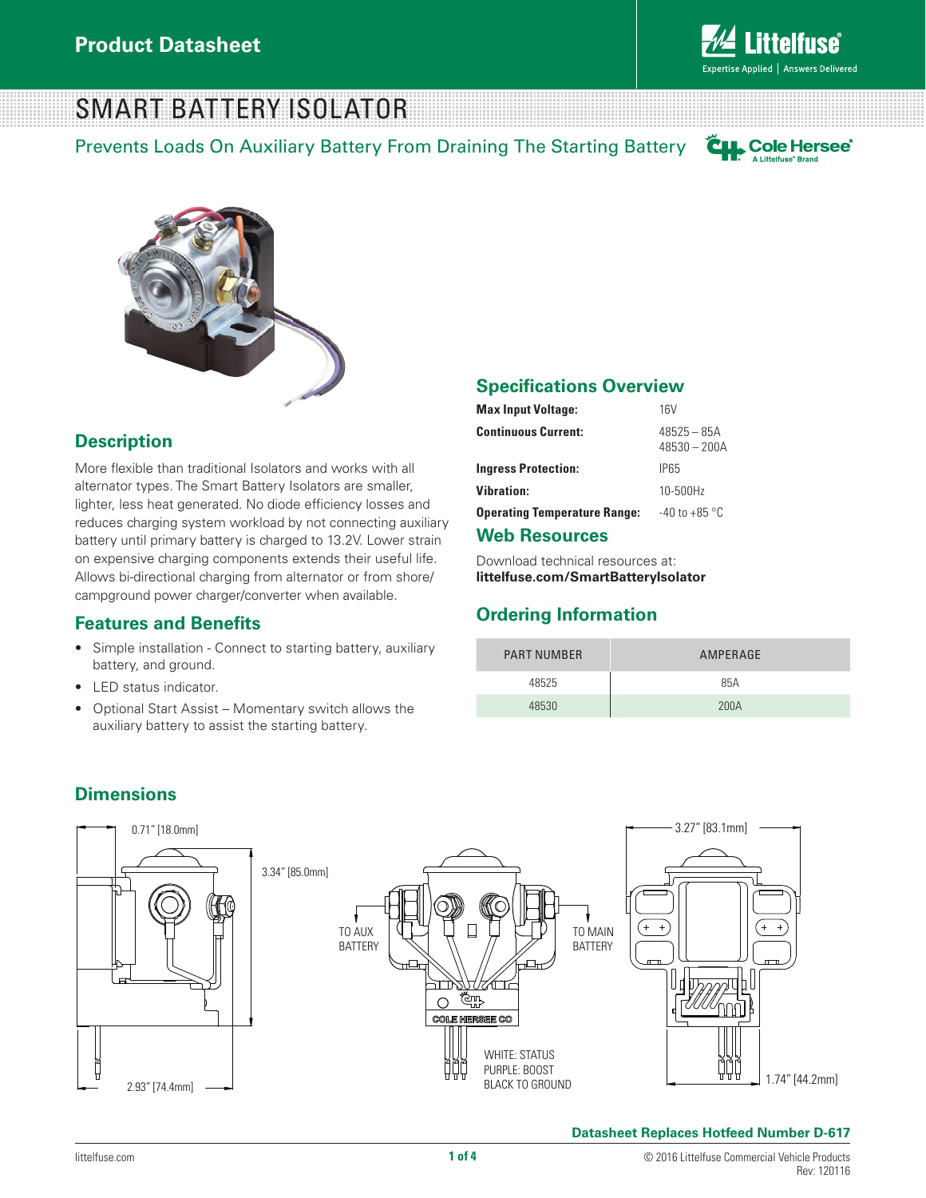# SMART BATTERY ISOLATOR

## Prevents Loads On Auxiliary Battery From Draining The Starting Battery

## Description

More flexible than traditional Isolators and works with all alternator types. The Smart Battery Isolators are smaller, lighter, less heat generated. No diode efficiency losses and reduces charging system workload by not connecting auxiliary battery until primary battery is charged to 13.2V. Lower strain on expensive charging components extends their useful life. Allows bi-directional charging from alternator or from shore/campground power charger/converter when available.

## Features and Benefits

- Simple installation - Connect to starting battery, auxiliary battery, and ground.
- LED status indicator.
- Optional Start Assist – Momentary switch allows the auxiliary battery to assist the starting battery.

## Specifications Overview

| | |
|---|---|
| **Max Input Voltage:** | 16V |
| **Continuous Current:** | 48525 – 85A<br>48530 – 200A |
| **Ingress Protection:** | IP65 |
| **Vibration:** | 10-500Hz |
| **Operating Temperature Range:** | -40 to +85 °C |

## Web Resources

Download technical resources at:
**littelfuse.com/SmartBatteryIsolator**

## Ordering Information

| PART NUMBER | AMPERAGE |
|---|---|
| 48525 | 85A |
| 48530 | 200A |

## Dimensions

0.71" [18.0mm]
3.34" [85.0mm]
2.93" [74.4mm]
TO AUX BATTERY
TO MAIN BATTERY
WHITE: STATUS
PURPLE: BOOST
BLACK TO GROUND
3.27" [83.1mm]
1.74" [44.2mm]

**Datasheet Replaces Hotfeed Number D-617**

© 2016 Littelfuse Commercial Vehicle Products
Rev: 120116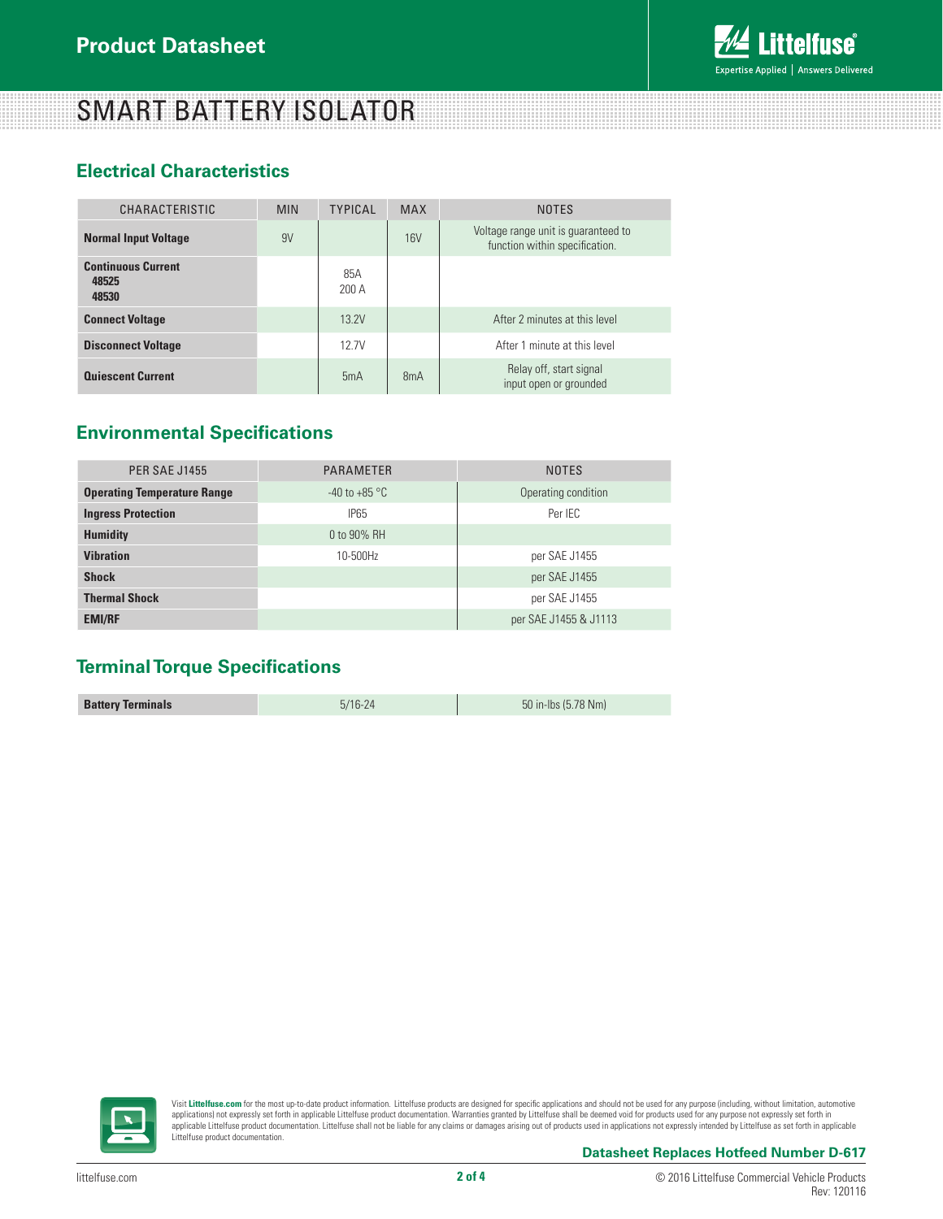# SMART BATTERY ISOLATOR

## Electrical Characteristics

| CHARACTERISTIC | MIN | TYPICAL | MAX | NOTES |
|---|---|---|---|---|
| **Normal Input Voltage** | 9V | | 16V | Voltage range unit is guaranteed to function within specification. |
| **Continuous Current**<br>**48525**<br>**48530** | | 85A<br>200 A | | |
| **Connect Voltage** | | 13.2V | | After 2 minutes at this level |
| **Disconnect Voltage** | | 12.7V | | After 1 minute at this level |
| **Quiescent Current** | | 5mA | 8mA | Relay off, start signal input open or grounded |

## Environmental Specifications

| PER SAE J1455 | PARAMETER | NOTES |
|---|---|---|
| **Operating Temperature Range** | -40 to +85 °C | Operating condition |
| **Ingress Protection** | IP65 | Per IEC |
| **Humidity** | 0 to 90% RH | |
| **Vibration** | 10-500Hz | per SAE J1455 |
| **Shock** | | per SAE J1455 |
| **Thermal Shock** | | per SAE J1455 |
| **EMI/RF** | | per SAE J1455 & J1113 |

## Terminal Torque Specifications

| | | |
|---|---|---|
| **Battery Terminals** | 5/16-24 | 50 in-lbs (5.78 Nm) |

Visit **Littelfuse.com** for the most up-to-date product information. Littelfuse products are designed for specific applications and should not be used for any purpose (including, without limitation, automotive applications) not expressly set forth in applicable Littelfuse product documentation. Warranties granted by Littelfuse shall be deemed void for products used for any purpose not expressly set forth in applicable Littelfuse product documentation. Littelfuse shall not be liable for any claims or damages arising out of products used in applications not expressly intended by Littelfuse as set forth in applicable Littelfuse product documentation.

**Datasheet Replaces Hotfeed Number D-617**

© 2016 Littelfuse Commercial Vehicle Products
Rev: 120116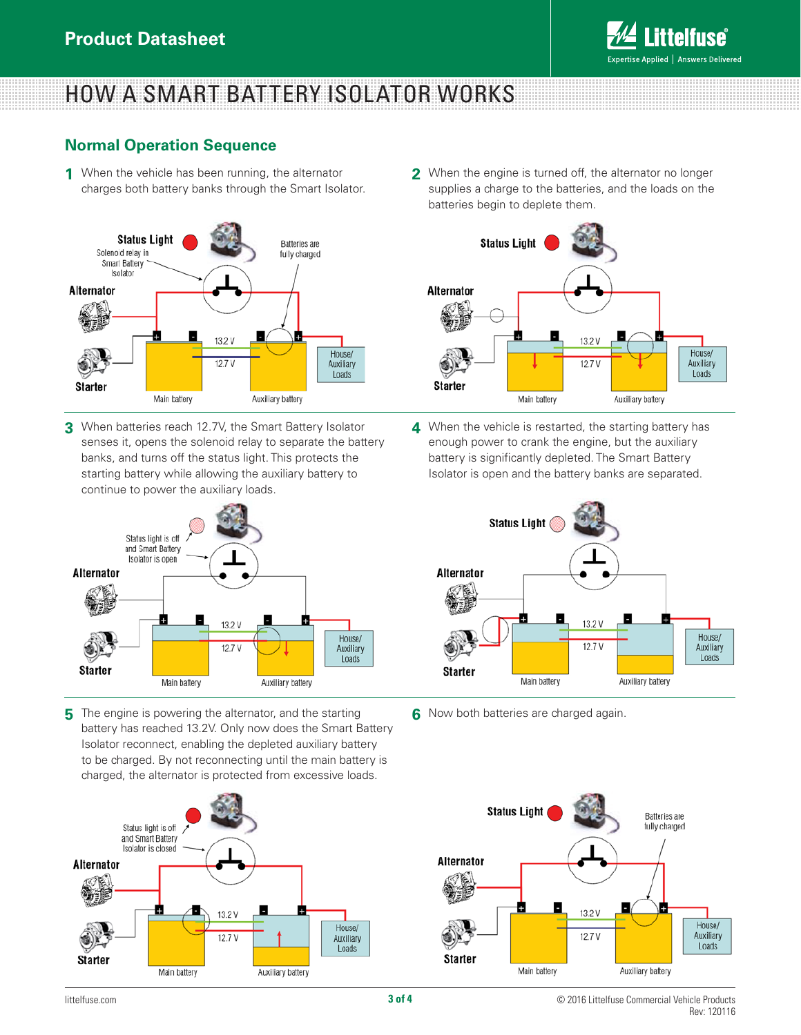# HOW A SMART BATTERY ISOLATOR WORKS

## Normal Operation Sequence

**1** When the vehicle has been running, the alternator charges both battery banks through the Smart Isolator.

Status Light
Solenoid relay in Smart Battery Isolator
Batteries are fully charged
Alternator
Starter
13.2 V
12.7 V
Main battery
Auxiliary battery
House/ Auxiliary Loads

**2** When the engine is turned off, the alternator no longer supplies a charge to the batteries, and the loads on the batteries begin to deplete them.

Status Light
Alternator
Starter
13.2 V
12.7 V
Main battery
Auxiliary battery
House/ Auxiliary Loads

**3** When batteries reach 12.7V, the Smart Battery Isolator senses it, opens the solenoid relay to separate the battery banks, and turns off the status light. This protects the starting battery while allowing the auxiliary battery to continue to power the auxiliary loads.

Status light is off and Smart Battery Isolator is open
Alternator
Starter
13.2 V
12.7 V
Main battery
Auxiliary battery
House/ Auxiliary Loads

**4** When the vehicle is restarted, the starting battery has enough power to crank the engine, but the auxiliary battery is significantly depleted. The Smart Battery Isolator is open and the battery banks are separated.

Status Light
Alternator
Starter
13.2 V
12.7 V
Main battery
Auxiliary battery
House/ Auxiliary Loads

**5** The engine is powering the alternator, and the starting battery has reached 13.2V. Only now does the Smart Battery Isolator reconnect, enabling the depleted auxiliary battery to be charged. By not reconnecting until the main battery is charged, the alternator is protected from excessive loads.

Status light is off and Smart Battery Isolator is closed
Alternator
Starter
13.2 V
12.7 V
Main battery
Auxiliary battery
House/ Auxiliary Loads

**6** Now both batteries are charged again.

Status Light
Batteries are fully charged
Alternator
Starter
13.2 V
12.7 V
Main battery
Auxiliary battery
House/ Auxiliary Loads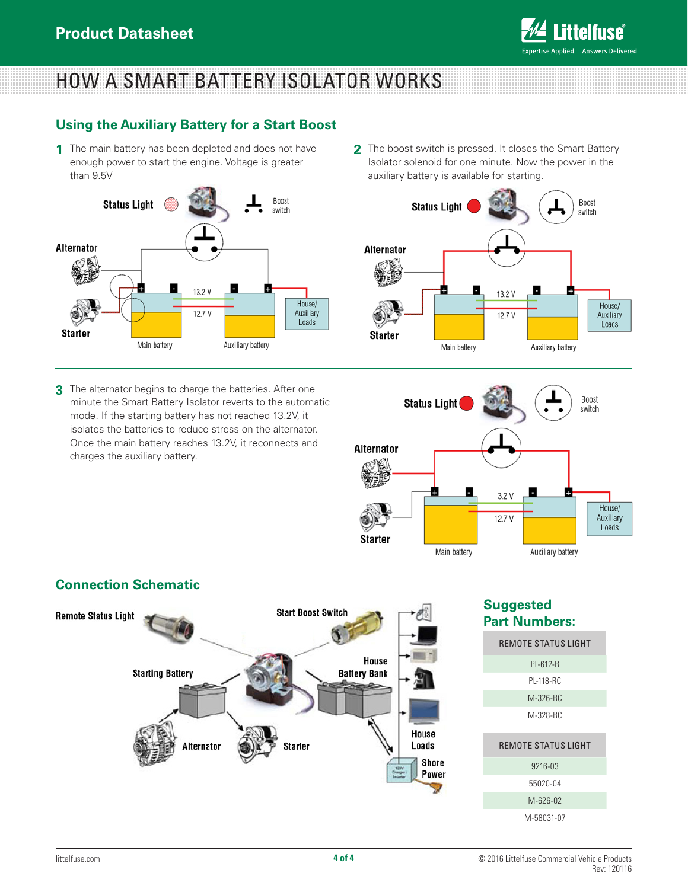# HOW A SMART BATTERY ISOLATOR WORKS

## Using the Auxiliary Battery for a Start Boost

**1** The main battery has been depleted and does not have enough power to start the engine. Voltage is greater than 9.5V

Status Light
Boost switch
Alternator
Starter
13.2 V
12.7 V
Main battery
Auxiliary battery
House/ Auxiliary Loads

**2** The boost switch is pressed. It closes the Smart Battery Isolator solenoid for one minute. Now the power in the auxiliary battery is available for starting.

Status Light
Boost switch
Alternator
Starter
13.2 V
12.7 V
Main battery
Auxiliary battery
House/ Auxiliary Loads

**3** The alternator begins to charge the batteries. After one minute the Smart Battery Isolator reverts to the automatic mode. If the starting battery has not reached 13.2V, it isolates the batteries to reduce stress on the alternator. Once the main battery reaches 13.2V, it reconnects and charges the auxiliary battery.

Status Light
Boost switch
Alternator
Starter
13.2 V
12.7 V
Main battery
Auxiliary battery
House/ Auxiliary Loads

## Connection Schematic

Remote Status Light
Start Boost Switch
Starting Battery
House Battery Bank
Alternator
Starter
House Loads
Shore Power

## Suggested Part Numbers:

| REMOTE STATUS LIGHT |
|---|
| PL-612-R |
| PL-118-RC |
| M-326-RC |
| M-328-RC |

| REMOTE STATUS LIGHT |
|---|
| 9216-03 |
| 55020-04 |
| M-626-02 |
| M-58031-07 |